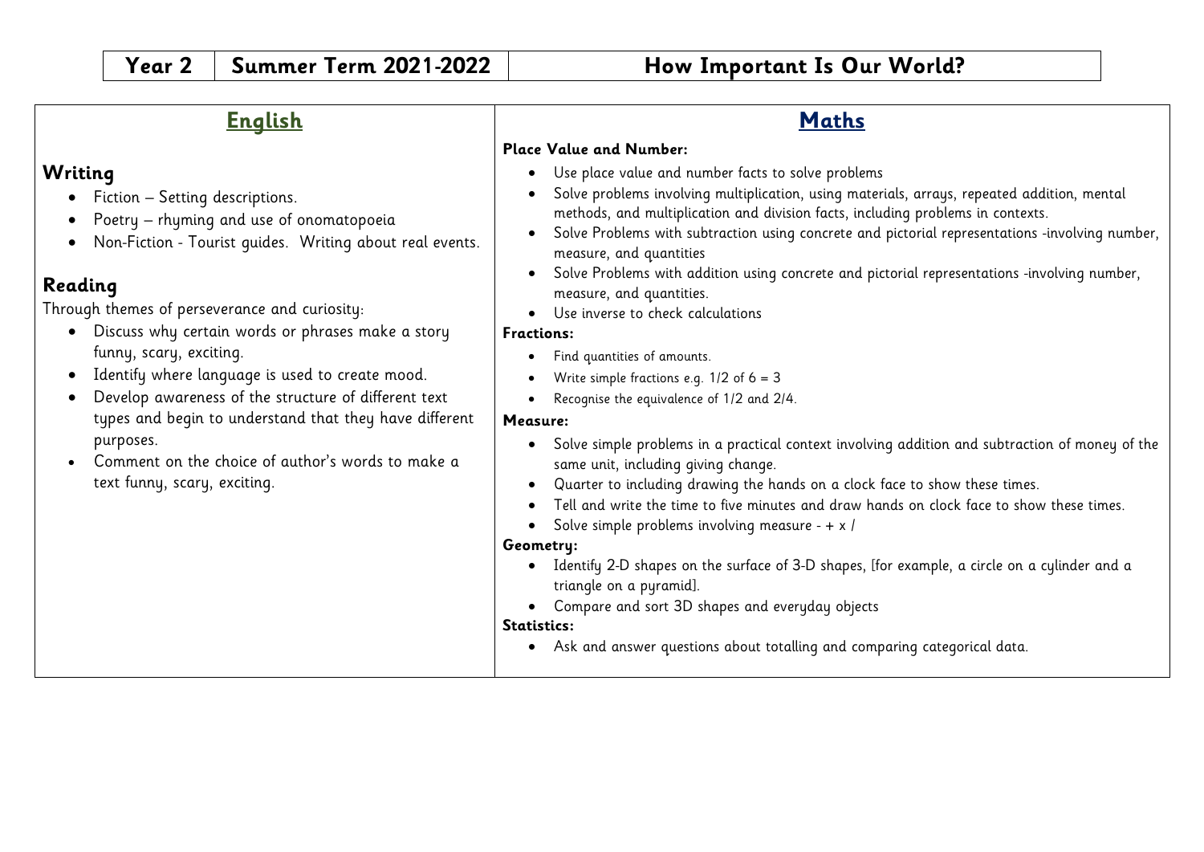# Year 2 | Summer Term 2021-2022 | How Important Is Our World?

## English

### Writing

- Fiction – Setting descriptions.
- Poetry – rhyming and use of onomatopoeia
- Non-Fiction - Tourist guides. Writing about real events.

### Reading

Through themes of perseverance and curiosity:

- Discuss why certain words or phrases make a story funny, scary, exciting.
- Identify where language is used to create mood.
- Develop awareness of the structure of different text types and begin to understand that they have different purposes.
- Comment on the choice of author's words to make a text funny, scary, exciting.

## Maths

**Place Value and Number:**

- Use place value and number facts to solve problems
- Solve problems involving multiplication, using materials, arrays, repeated addition, mental methods, and multiplication and division facts, including problems in contexts.
- Solve Problems with subtraction using concrete and pictorial representations -involving number, measure, and quantities
- Solve Problems with addition using concrete and pictorial representations -involving number, measure, and quantities.
- Use inverse to check calculations

**Fractions:**

- Find quantities of amounts.
- Write simple fractions e.g. $1/2$ of $6 = 3$
- Recognise the equivalence of $1/2$ and $2/4$.

**Measure:**

- Solve simple problems in a practical context involving addition and subtraction of money of the same unit, including giving change.
- Quarter to including drawing the hands on a clock face to show these times.
- Tell and write the time to five minutes and draw hands on clock face to show these times.
- Solve simple problems involving measure - + x /

**Geometry:**

- Identify 2-D shapes on the surface of 3-D shapes, [for example, a circle on a cylinder and a triangle on a pyramid].
- Compare and sort 3D shapes and everyday objects

**Statistics:**

- Ask and answer questions about totalling and comparing categorical data.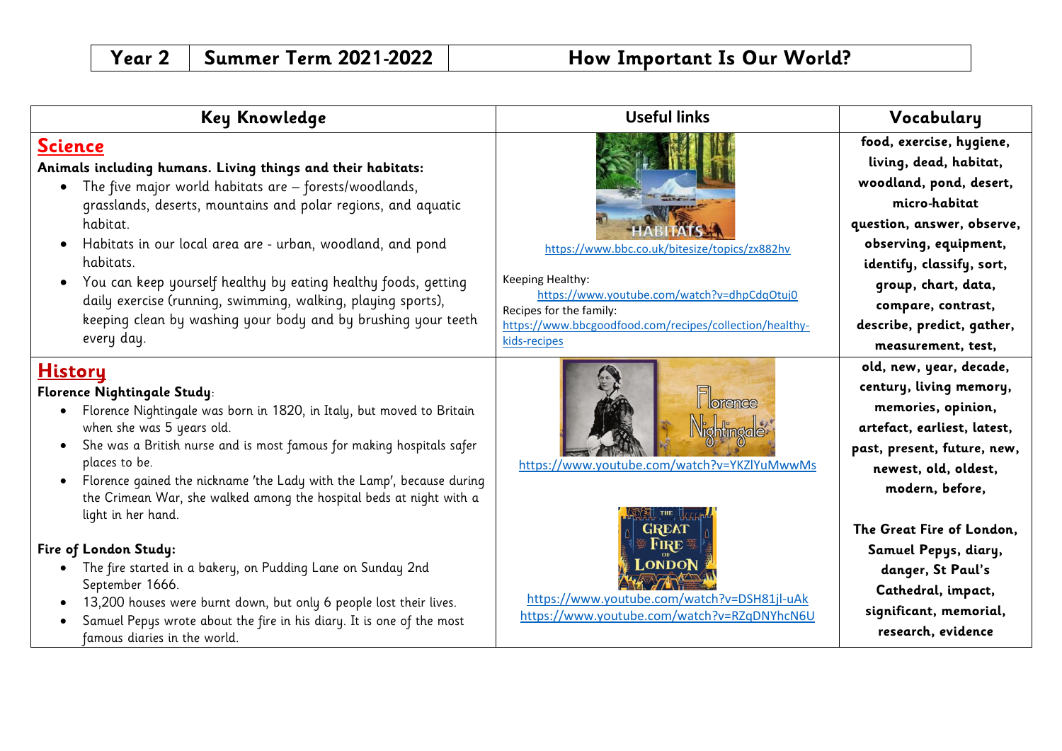| Year 2 | Summer Term 2021-2022 | How Important Is Our World? |
|---|---|---|

| Key Knowledge | Useful links | Vocabulary |
|---|---|---|
| **Science**<br>**Animals including humans. Living things and their habitats:**<br>• The five major world habitats are – forests/woodlands, grasslands, deserts, mountains and polar regions, and aquatic habitat.<br>• Habitats in our local area are - urban, woodland, and pond habitats.<br>• You can keep yourself healthy by eating healthy foods, getting daily exercise (running, swimming, walking, playing sports), keeping clean by washing your body and by brushing your teeth every day. | https://www.bbc.co.uk/bitesize/topics/zx882hv<br><br>Keeping Healthy:<br>https://www.youtube.com/watch?v=dhpCdqOtuj0<br>Recipes for the family:<br>https://www.bbcgoodfood.com/recipes/collection/healthy-kids-recipes | **food, exercise, hygiene, living, dead, habitat, woodland, pond, desert, micro-habitat question, answer, observe, observing, equipment, identify, classify, sort, group, chart, data, compare, contrast, describe, predict, gather, measurement, test,** |
| **History**<br>**Florence Nightingale Study**:<br>• Florence Nightingale was born in 1820, in Italy, but moved to Britain when she was 5 years old.<br>• She was a British nurse and is most famous for making hospitals safer places to be.<br>• Florence gained the nickname 'the Lady with the Lamp', because during the Crimean War, she walked among the hospital beds at night with a light in her hand.<br><br>**Fire of London Study:**<br>• The fire started in a bakery, on Pudding Lane on Sunday 2nd September 1666.<br>• 13,200 houses were burnt down, but only 6 people lost their lives.<br>• Samuel Pepys wrote about the fire in his diary. It is one of the most famous diaries in the world. | https://www.youtube.com/watch?v=YKZlYuMwwMs<br><br>https://www.youtube.com/watch?v=DSH81jl-uAk<br>https://www.youtube.com/watch?v=RZqDNYhcN6U | **old, new, year, decade, century, living memory, memories, opinion, artefact, earliest, latest, past, present, future, new, newest, old, oldest, modern, before,**<br><br>**The Great Fire of London, Samuel Pepys, diary, danger, St Paul's Cathedral, impact, significant, memorial, research, evidence** |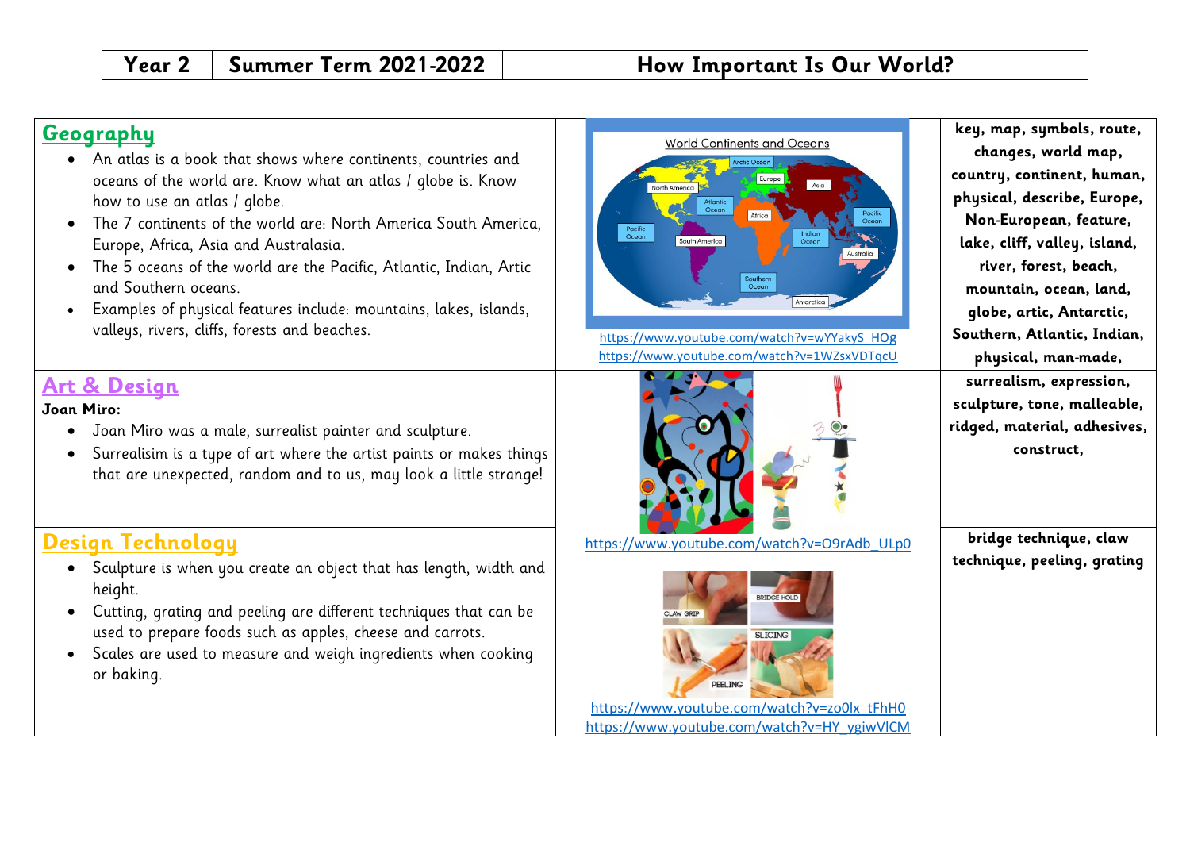| Year 2 | Summer Term 2021-2022 | How Important Is Our World? |
|---|---|---|

## Geography

- An atlas is a book that shows where continents, countries and oceans of the world are. Know what an atlas / globe is. Know how to use an atlas / globe.
- The 7 continents of the world are: North America South America, Europe, Africa, Asia and Australasia.
- The 5 oceans of the world are the Pacific, Atlantic, Indian, Artic and Southern oceans.
- Examples of physical features include: mountains, lakes, islands, valleys, rivers, cliffs, forests and beaches.

World Continents and Oceans

https://www.youtube.com/watch?v=wYYakyS_HOg
https://www.youtube.com/watch?v=1WZsxVDTqcU

**key, map, symbols, route, changes, world map, country, continent, human, physical, describe, Europe, Non-European, feature, lake, cliff, valley, island, river, forest, beach, mountain, ocean, land, globe, artic, Antarctic, Southern, Atlantic, Indian, physical, man-made,**

## Art & Design

**Joan Miro:**

- Joan Miro was a male, surrealist painter and sculpture.
- Surrealisim is a type of art where the artist paints or makes things that are unexpected, random and to us, may look a little strange!

https://www.youtube.com/watch?v=O9rAdb_ULp0

**surrealism, expression, sculpture, tone, malleable, ridged, material, adhesives, construct,**

## Design Technology

- Sculpture is when you create an object that has length, width and height.
- Cutting, grating and peeling are different techniques that can be used to prepare foods such as apples, cheese and carrots.
- Scales are used to measure and weigh ingredients when cooking or baking.

CLAW GRIP | BRIDGE HOLD | PEELING | SLICING

https://www.youtube.com/watch?v=zo0lx_tFhH0
https://www.youtube.com/watch?v=HY_ygiwVlCM

**bridge technique, claw technique, peeling, grating**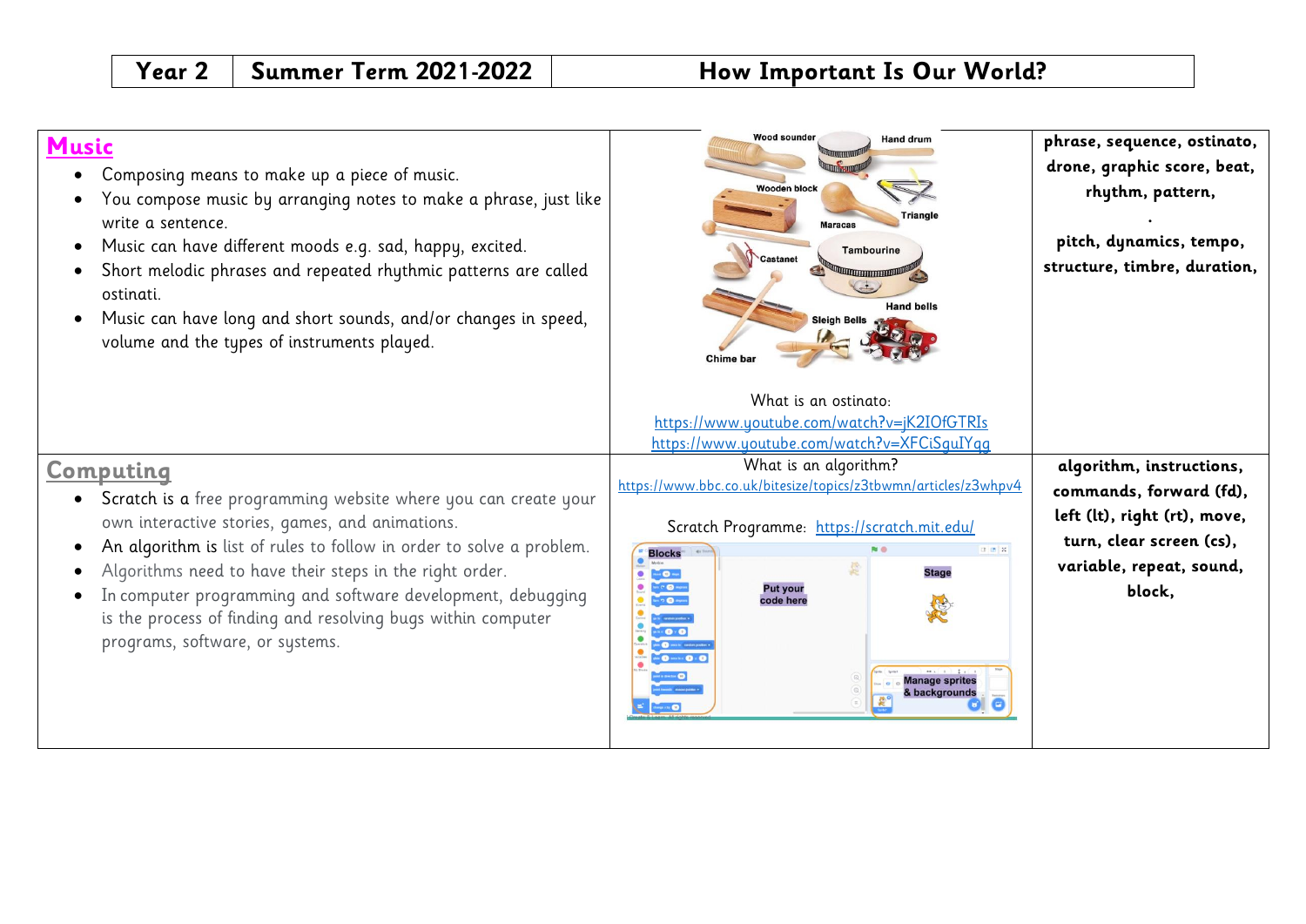| Year 2 | Summer Term 2021-2022 | How Important Is Our World? |
|---|---|---|

| | | |
|---|---|---|
| **Music**<br>• Composing means to make up a piece of music.<br>• You compose music by arranging notes to make a phrase, just like write a sentence.<br>• Music can have different moods e.g. sad, happy, excited.<br>• Short melodic phrases and repeated rhythmic patterns are called ostinati.<br>• Music can have long and short sounds, and/or changes in speed, volume and the types of instruments played. | Wood sounder, Hand drum, Wooden block, Maracas, Triangle, Castanet, Tambourine, Hand bells, Sleigh Bells, Chime bar<br><br>What is an ostinato:<br>https://www.youtube.com/watch?v=jK2IOfGTRIs<br>https://www.youtube.com/watch?v=XFCiSguIYqg | **phrase, sequence, ostinato, drone, graphic score, beat, rhythm, pattern,**<br>**.**<br>**pitch, dynamics, tempo, structure, timbre, duration,** |
| **Computing**<br>• Scratch is a free programming website where you can create your own interactive stories, games, and animations.<br>• An algorithm is list of rules to follow in order to solve a problem.<br>• Algorithms need to have their steps in the right order.<br>• In computer programming and software development, debugging is the process of finding and resolving bugs within computer programs, software, or systems. | What is an algorithm?<br>https://www.bbc.co.uk/bitesize/topics/z3tbwmn/articles/z3whpv4<br><br>Scratch Programme: https://scratch.mit.edu/<br><br>Blocks, Put your code here, Stage, Manage sprites & backgrounds | **algorithm, instructions, commands, forward (fd), left (lt), right (rt), move, turn, clear screen (cs), variable, repeat, sound, block,** |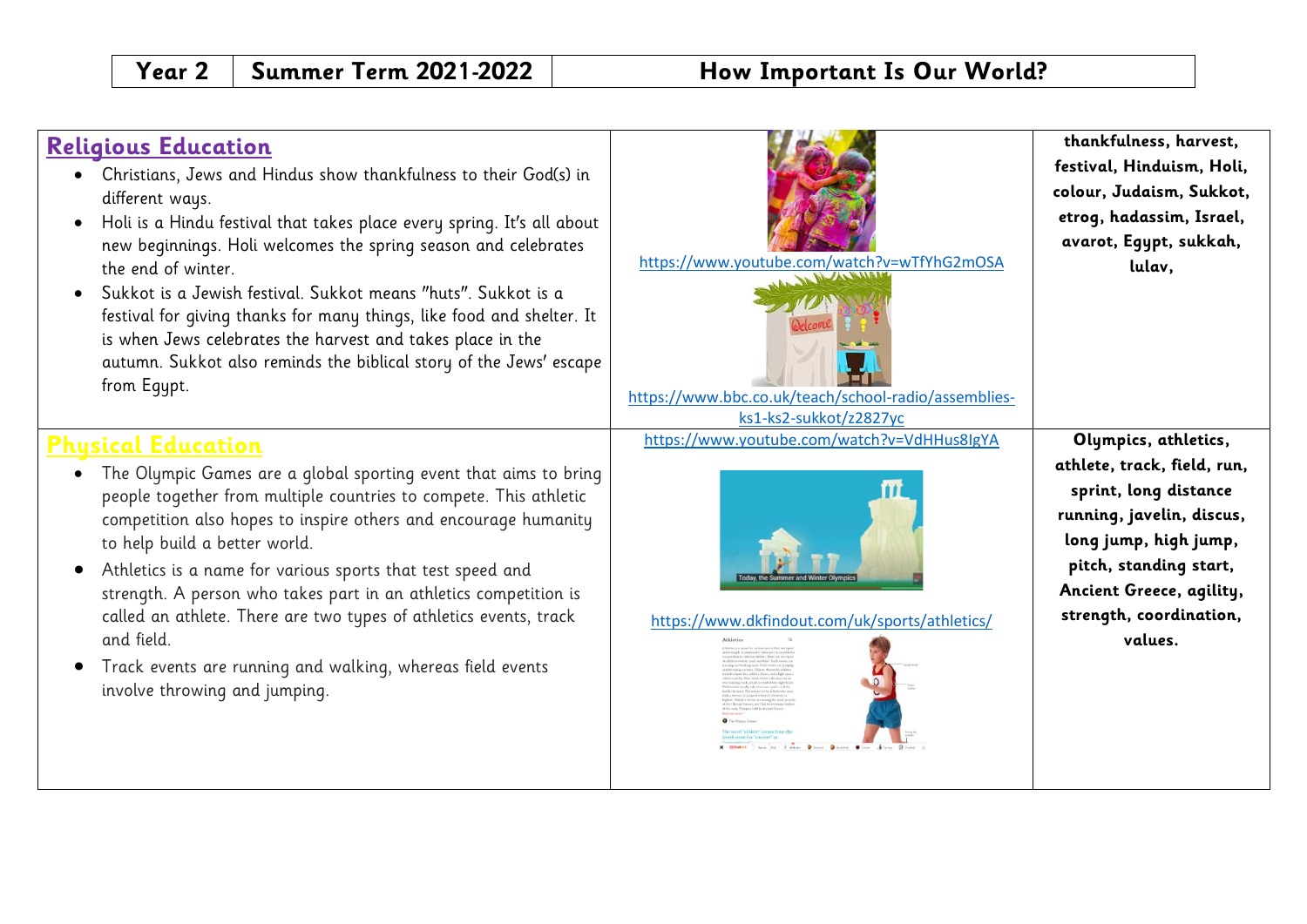| Year 2 | Summer Term 2021-2022 | How Important Is Our World? |
|---|---|---|

| | | |
|---|---|---|
| **Religious Education**<br>• Christians, Jews and Hindus show thankfulness to their God(s) in different ways.<br>• Holi is a Hindu festival that takes place every spring. It's all about new beginnings. Holi welcomes the spring season and celebrates the end of winter.<br>• Sukkot is a Jewish festival. Sukkot means "huts". Sukkot is a festival for giving thanks for many things, like food and shelter. It is when Jews celebrates the harvest and takes place in the autumn. Sukkot also reminds the biblical story of the Jews' escape from Egypt. | https://www.youtube.com/watch?v=wTfYhG2mOSA<br><br>https://www.bbc.co.uk/teach/school-radio/assemblies-ks1-ks2-sukkot/z2827yc | **thankfulness, harvest, festival, Hinduism, Holi, colour, Judaism, Sukkot, etrog, hadassim, Israel, avarot, Egypt, sukkah, lulav,** |
| **Physical Education**<br>• The Olympic Games are a global sporting event that aims to bring people together from multiple countries to compete. This athletic competition also hopes to inspire others and encourage humanity to help build a better world.<br>• Athletics is a name for various sports that test speed and strength. A person who takes part in an athletics competition is called an athlete. There are two types of athletics events, track and field.<br>• Track events are running and walking, whereas field events involve throwing and jumping. | https://www.youtube.com/watch?v=VdHHus8IgYA<br><br>https://www.dkfindout.com/uk/sports/athletics/ | **Olympics, athletics, athlete, track, field, run, sprint, long distance running, javelin, discus, long jump, high jump, pitch, standing start, Ancient Greece, agility, strength, coordination, values.** |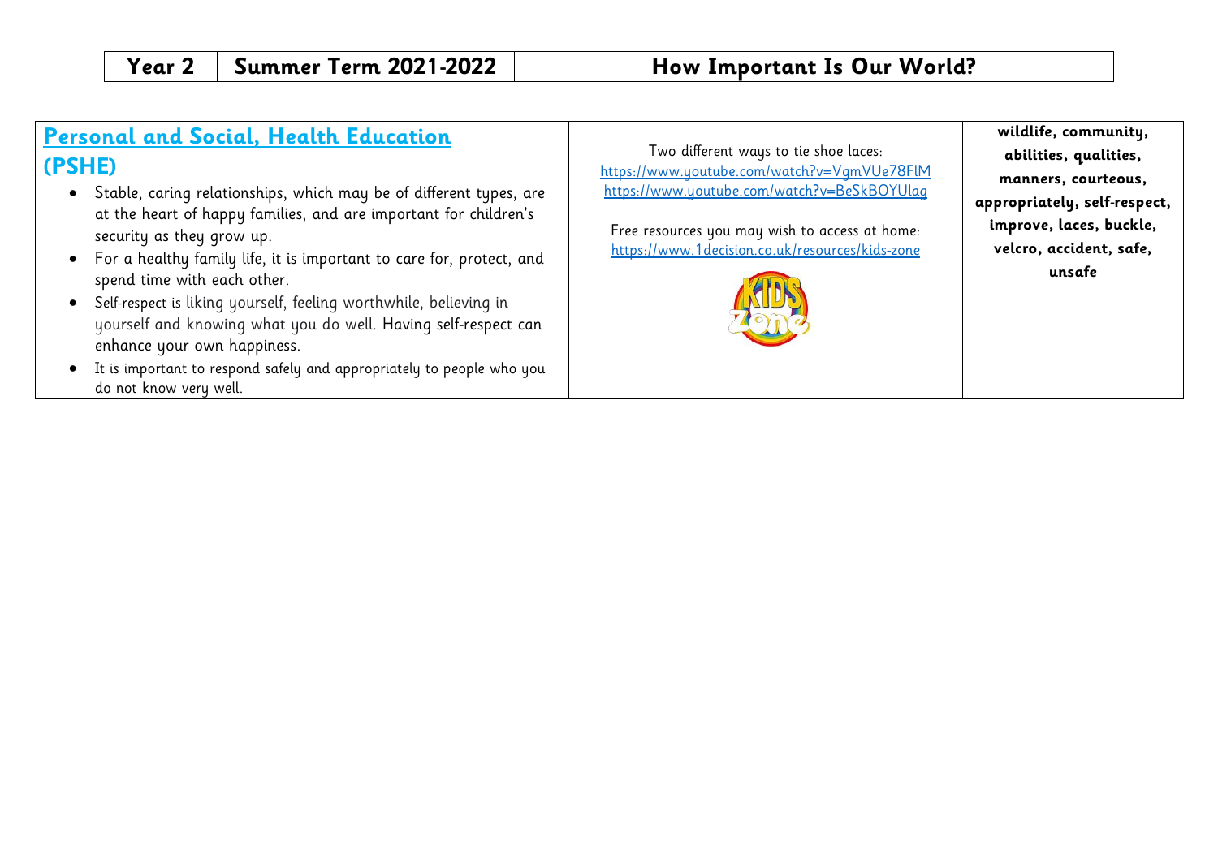| Year 2 | Summer Term 2021-2022 | How Important Is Our World? |
| --- | --- | --- |

| | | |
| --- | --- | --- |
| **Personal and Social, Health Education (PSHE)**<br>• Stable, caring relationships, which may be of different types, are at the heart of happy families, and are important for children's security as they grow up.<br>• For a healthy family life, it is important to care for, protect, and spend time with each other.<br>• Self-respect is liking yourself, feeling worthwhile, believing in yourself and knowing what you do well. Having self-respect can enhance your own happiness.<br>• It is important to respond safely and appropriately to people who you do not know very well. | Two different ways to tie shoe laces:<br>https://www.youtube.com/watch?v=VgmVUe78FlM<br>https://www.youtube.com/watch?v=BeSkBOYUlag<br><br>Free resources you may wish to access at home:<br>https://www.1decision.co.uk/resources/kids-zone | **wildlife, community, abilities, qualities, manners, courteous, appropriately, self-respect, improve, laces, buckle, velcro, accident, safe, unsafe** |